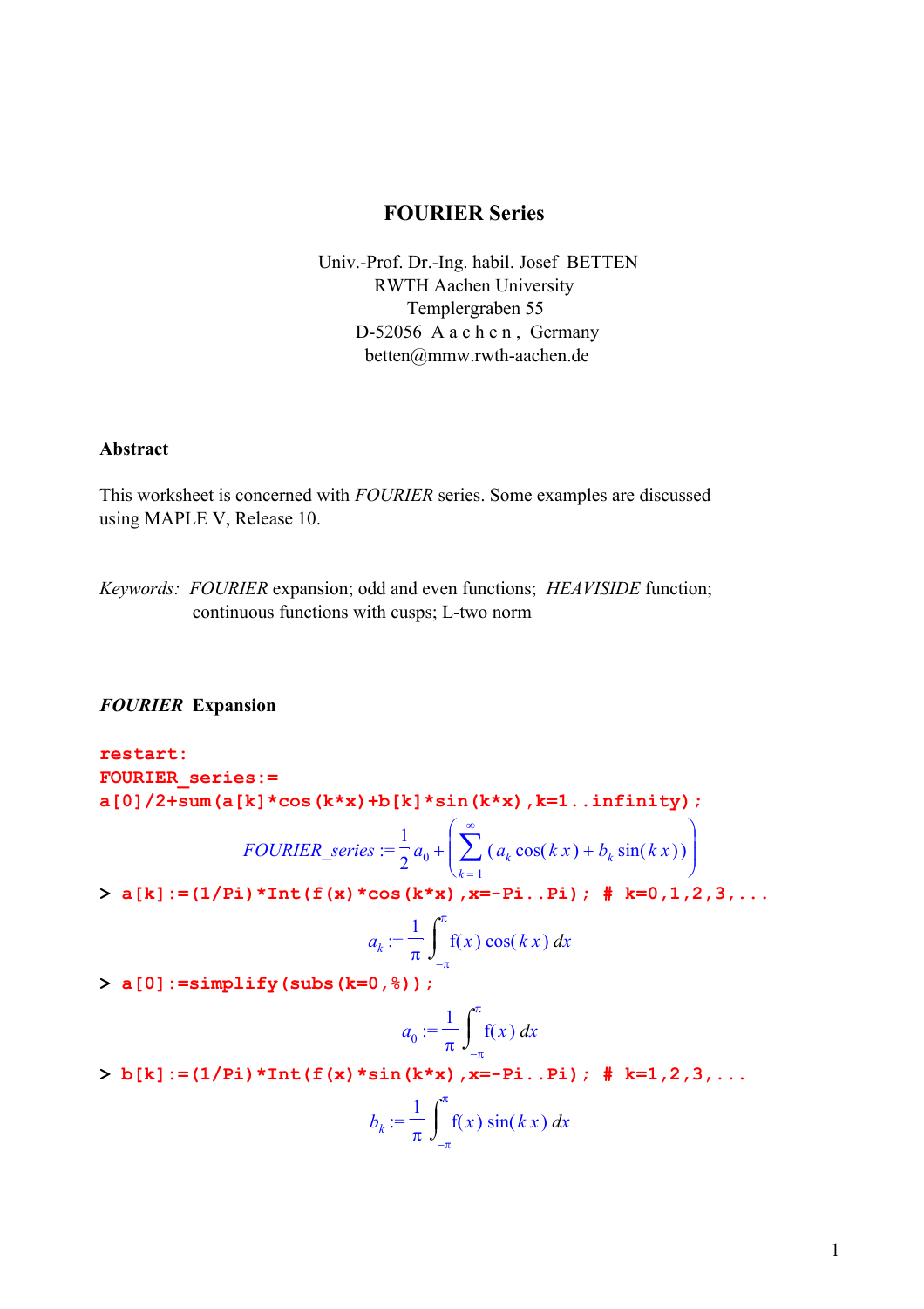# FOURIER Series

Univ.-Prof. Dr.-Ing. habil. Josef BETTEN
RWTH Aachen University
Templergraben 55
D-52056 A a c h e n , Germany
betten@mmw.rwth-aachen.de

## Abstract

This worksheet is concerned with *FOURIER* series. Some examples are discussed using MAPLE V, Release 10.

*Keywords:* *FOURIER* expansion; odd and even functions; *HEAVISIDE* function; continuous functions with cusps; L-two norm

## *FOURIER* Expansion

```
restart:
FOURIER_series:=
a[0]/2+sum(a[k]*cos(k*x)+b[k]*sin(k*x),k=1..infinity);
```

$$FOURIER\_series := \frac{1}{2}a_0 + \left(\sum_{k=1}^{\infty}(a_k\cos(k\,x)+b_k\sin(k\,x))\right)$$

```
> a[k]:=(1/Pi)*Int(f(x)*cos(k*x),x=-Pi..Pi); # k=0,1,2,3,...
```

$$a_k := \frac{1}{\pi}\int_{-\pi}^{\pi} f(x)\cos(k\,x)\,dx$$

```
> a[0]:=simplify(subs(k=0,%));
```

$$a_0 := \frac{1}{\pi}\int_{-\pi}^{\pi} f(x)\,dx$$

```
> b[k]:=(1/Pi)*Int(f(x)*sin(k*x),x=-Pi..Pi); # k=1,2,3,...
```

$$b_k := \frac{1}{\pi}\int_{-\pi}^{\pi} f(x)\sin(k\,x)\,dx$$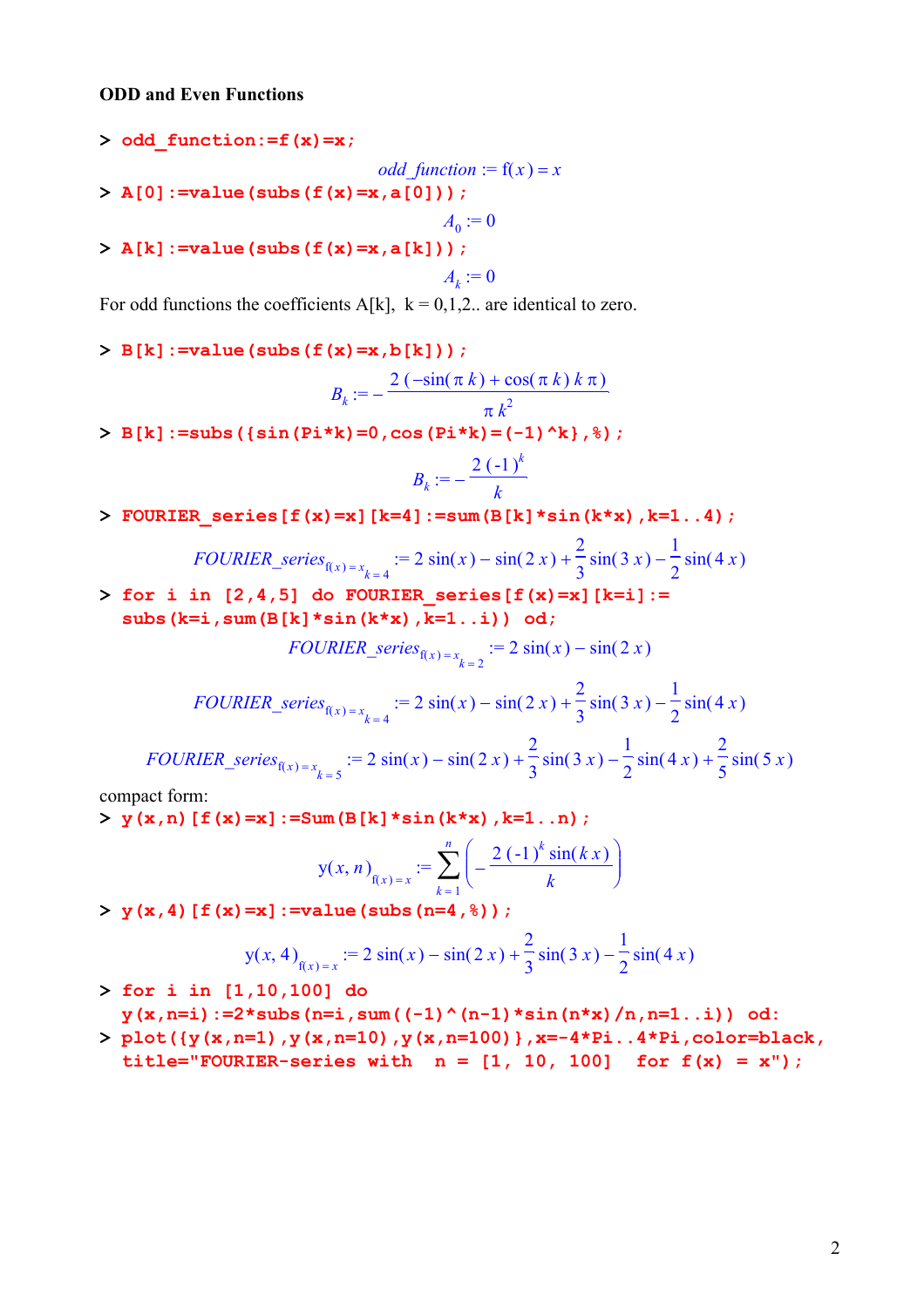**ODD and Even Functions**

```
> odd_function:=f(x)=x;
```

$$odd\_function := f(x) = x$$

```
> A[0]:=value(subs(f(x)=x,a[0]));
```

$$A_0 := 0$$

```
> A[k]:=value(subs(f(x)=x,a[k]));
```

$$A_k := 0$$

For odd functions the coefficients A[k], k = 0,1,2.. are identical to zero.

```
> B[k]:=value(subs(f(x)=x,b[k]));
```

$$B_k := -\frac{2\,(-\sin(\pi\,k) + \cos(\pi\,k)\,k\,\pi)}{\pi\,k^2}$$

```
> B[k]:=subs({sin(Pi*k)=0,cos(Pi*k)=(-1)^k},%);
```

$$B_k := -\frac{2\,(-1)^k}{k}$$

```
> FOURIER_series[f(x)=x][k=4]:=sum(B[k]*sin(k*x),k=1..4);
```

$$FOURIER\_series_{f(x)=x_{k=4}} := 2\sin(x) - \sin(2\,x) + \frac{2}{3}\sin(3\,x) - \frac{1}{2}\sin(4\,x)$$

```
> for i in [2,4,5] do FOURIER_series[f(x)=x][k=i]:=
  subs(k=i,sum(B[k]*sin(k*x),k=1..i)) od;
```

$$FOURIER\_series_{f(x)=x_{k=2}} := 2\sin(x) - \sin(2\,x)$$

$$FOURIER\_series_{f(x)=x_{k=4}} := 2\sin(x) - \sin(2\,x) + \frac{2}{3}\sin(3\,x) - \frac{1}{2}\sin(4\,x)$$

$$FOURIER\_series_{f(x)=x_{k=5}} := 2\sin(x) - \sin(2\,x) + \frac{2}{3}\sin(3\,x) - \frac{1}{2}\sin(4\,x) + \frac{2}{5}\sin(5\,x)$$

compact form:

```
> y(x,n)[f(x)=x]:=Sum(B[k]*sin(k*x),k=1..n);
```

$$y(x, n)_{f(x)=x} := \sum_{k=1}^{n}\left(-\frac{2\,(-1)^k \sin(k\,x)}{k}\right)$$

```
> y(x,4)[f(x)=x]:=value(subs(n=4,%));
```

$$y(x, 4)_{f(x)=x} := 2\sin(x) - \sin(2\,x) + \frac{2}{3}\sin(3\,x) - \frac{1}{2}\sin(4\,x)$$

```
> for i in [1,10,100] do
  y(x,n=i):=2*subs(n=i,sum((-1)^(n-1)*sin(n*x)/n,n=1..i)) od:
> plot({y(x,n=1),y(x,n=10),y(x,n=100)},x=-4*Pi..4*Pi,color=black,
  title="FOURIER-series with  n = [1, 10, 100]  for f(x) = x");
```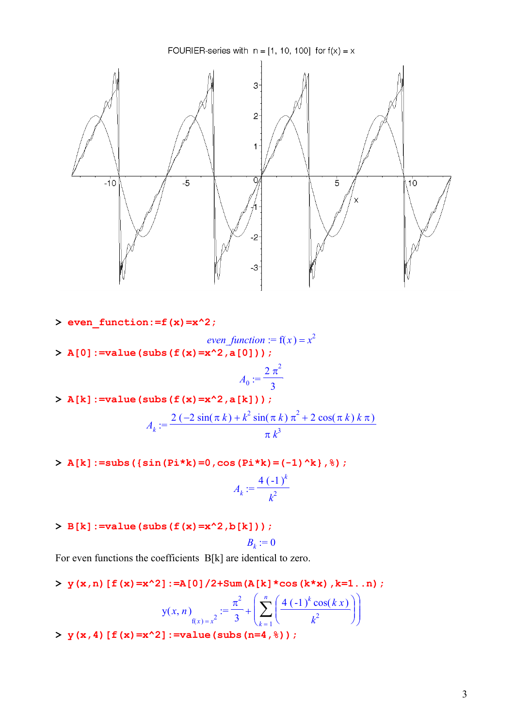FOURIER-series with n = [1, 10, 100] for f(x) = x

```
> even_function:=f(x)=x^2;
```

$$even\_function := f(x) = x^2$$

```
> A[0]:=value(subs(f(x)=x^2,a[0]));
```

$$A_0 := \frac{2\pi^2}{3}$$

```
> A[k]:=value(subs(f(x)=x^2,a[k]));
```

$$A_k := \frac{2\,(-2\sin(\pi k) + k^2 \sin(\pi k)\,\pi^2 + 2\cos(\pi k)\,k\,\pi)}{\pi k^3}$$

```
> A[k]:=subs({sin(Pi*k)=0,cos(Pi*k)=(-1)^k},%);
```

$$A_k := \frac{4\,(-1)^k}{k^2}$$

```
> B[k]:=value(subs(f(x)=x^2,b[k]));
```

$$B_k := 0$$

For even functions the coefficients B[k] are identical to zero.

```
> y(x,n)[f(x)=x^2]:=A[0]/2+Sum(A[k]*cos(k*x),k=1..n);
```

$$y(x,n)_{f(x)=x^2} := \frac{\pi^2}{3} + \left( \sum_{k=1}^{n} \left( \frac{4\,(-1)^k \cos(k\,x)}{k^2} \right) \right)$$

```
> y(x,4)[f(x)=x^2]:=value(subs(n=4,%));
```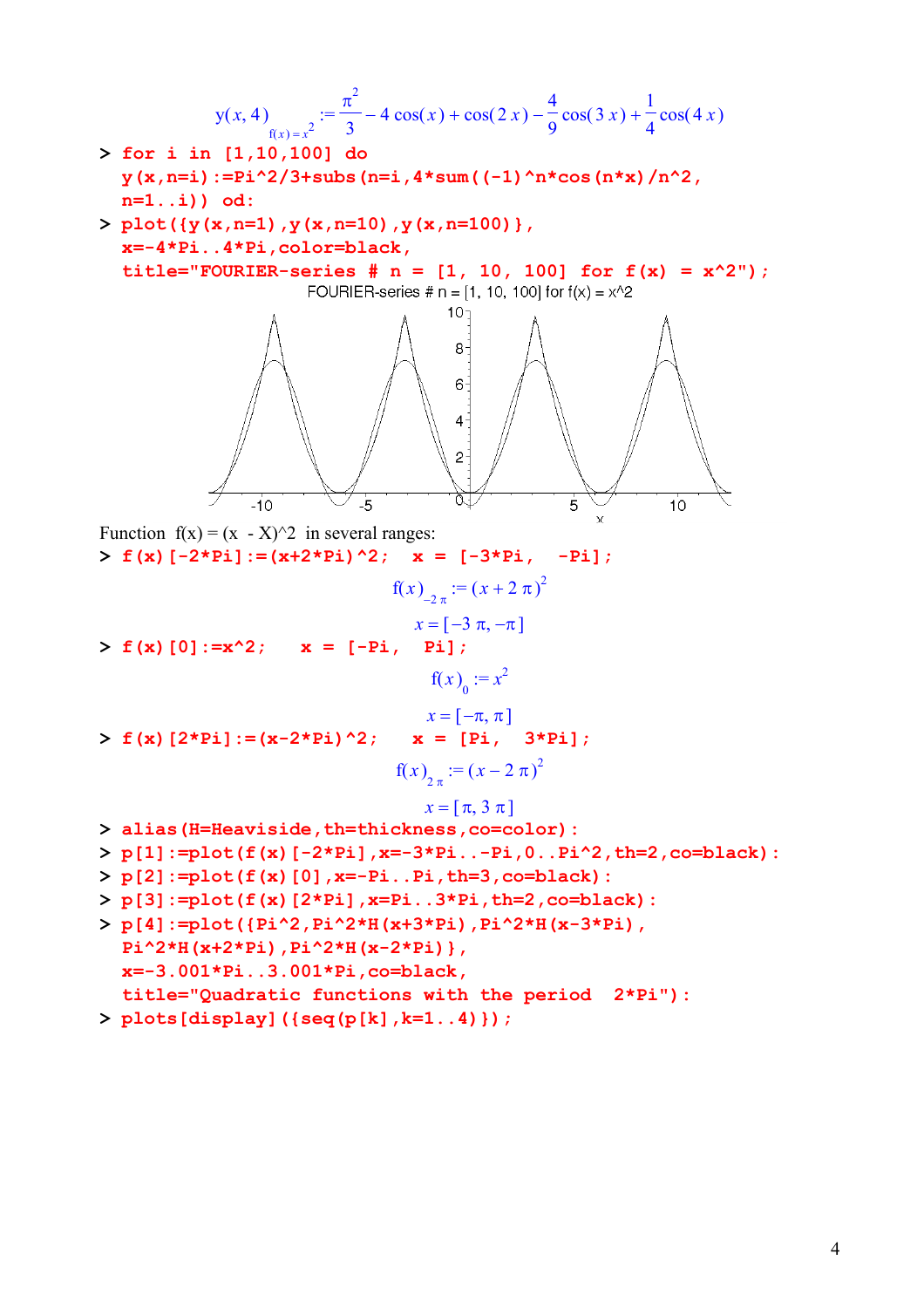$$y(x, 4)_{f(x)=x^2} := \frac{\pi^2}{3} - 4\cos(x) + \cos(2x) - \frac{4}{9}\cos(3x) + \frac{1}{4}\cos(4x)$$

```
> for i in [1,10,100] do
  y(x,n=i):=Pi^2/3+subs(n=i,4*sum((-1)^n*cos(n*x)/n^2,
  n=1..i)) od:
> plot({y(x,n=1),y(x,n=10),y(x,n=100)},
  x=-4*Pi..4*Pi,color=black,
  title="FOURIER-series # n = [1, 10, 100] for f(x) = x^2");
```

FOURIER-series # n = [1, 10, 100] for f(x) = x^2

Function f(x) = (x - X)^2 in several ranges:

```
> f(x)[-2*Pi]:=(x+2*Pi)^2;   x = [-3*Pi,  -Pi];
```

$$f(x)_{-2\pi} := (x + 2\pi)^2$$

$$x = [-3\pi, -\pi]$$

```
> f(x)[0]:=x^2;    x = [-Pi,  Pi];
```

$$f(x)_0 := x^2$$

$$x = [-\pi, \pi]$$

```
> f(x)[2*Pi]:=(x-2*Pi)^2;   x = [Pi,  3*Pi];
```

$$f(x)_{2\pi} := (x - 2\pi)^2$$

$$x = [\pi, 3\pi]$$

```
> alias(H=Heaviside,th=thickness,co=color):
> p[1]:=plot(f(x)[-2*Pi],x=-3*Pi..-Pi,0..Pi^2,th=2,co=black):
> p[2]:=plot(f(x)[0],x=-Pi..Pi,th=3,co=black):
> p[3]:=plot(f(x)[2*Pi],x=Pi..3*Pi,th=2,co=black):
> p[4]:=plot({Pi^2,Pi^2*H(x+3*Pi),Pi^2*H(x-3*Pi),
  Pi^2*H(x+2*Pi),Pi^2*H(x-2*Pi)},
  x=-3.001*Pi..3.001*Pi,co=black,
  title="Quadratic functions with the period  2*Pi"):
> plots[display]({seq(p[k],k=1..4)});
```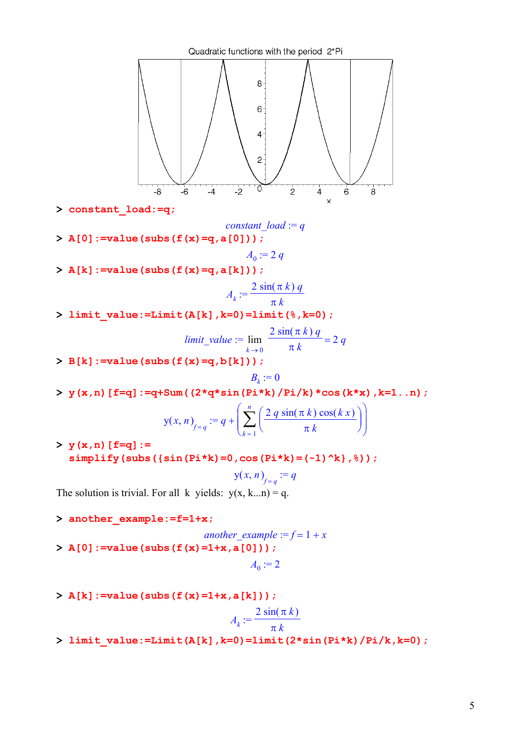Quadratic functions with the period 2*Pi

```
> constant_load:=q;
```

$$constant\_load := q$$

```
> A[0]:=value(subs(f(x)=q,a[0]));
```

$$A_0 := 2\,q$$

```
> A[k]:=value(subs(f(x)=q,a[k]));
```

$$A_k := \frac{2\sin(\pi k)\,q}{\pi k}$$

```
> limit_value:=Limit(A[k],k=0)=limit(%,k=0);
```

$$limit\_value := \lim_{k \to 0} \frac{2\sin(\pi k)\,q}{\pi k} = 2\,q$$

```
> B[k]:=value(subs(f(x)=q,b[k]));
```

$$B_k := 0$$

```
> y(x,n)[f=q]:=q+Sum((2*q*sin(Pi*k)/Pi/k)*cos(k*x),k=1..n);
```

$$\mathrm{y}(x,n)_{f=q} := q + \left(\sum_{k=1}^{n} \left(\frac{2\,q\sin(\pi k)\cos(k\,x)}{\pi k}\right)\right)$$

```
> y(x,n)[f=q]:=
  simplify(subs({sin(Pi*k)=0,cos(Pi*k)=(-1)^k},%));
```

$$\mathrm{y}(x,n)_{f=q} := q$$

The solution is trivial. For all k yields: y(x, k...n) = q.

```
> another_example:=f=1+x;
```

$$another\_example := f = 1 + x$$

```
> A[0]:=value(subs(f(x)=1+x,a[0]));
```

$$A_0 := 2$$

```
> A[k]:=value(subs(f(x)=1+x,a[k]));
```

$$A_k := \frac{2\sin(\pi k)}{\pi k}$$

```
> limit_value:=Limit(A[k],k=0)=limit(2*sin(Pi*k)/Pi/k,k=0);
```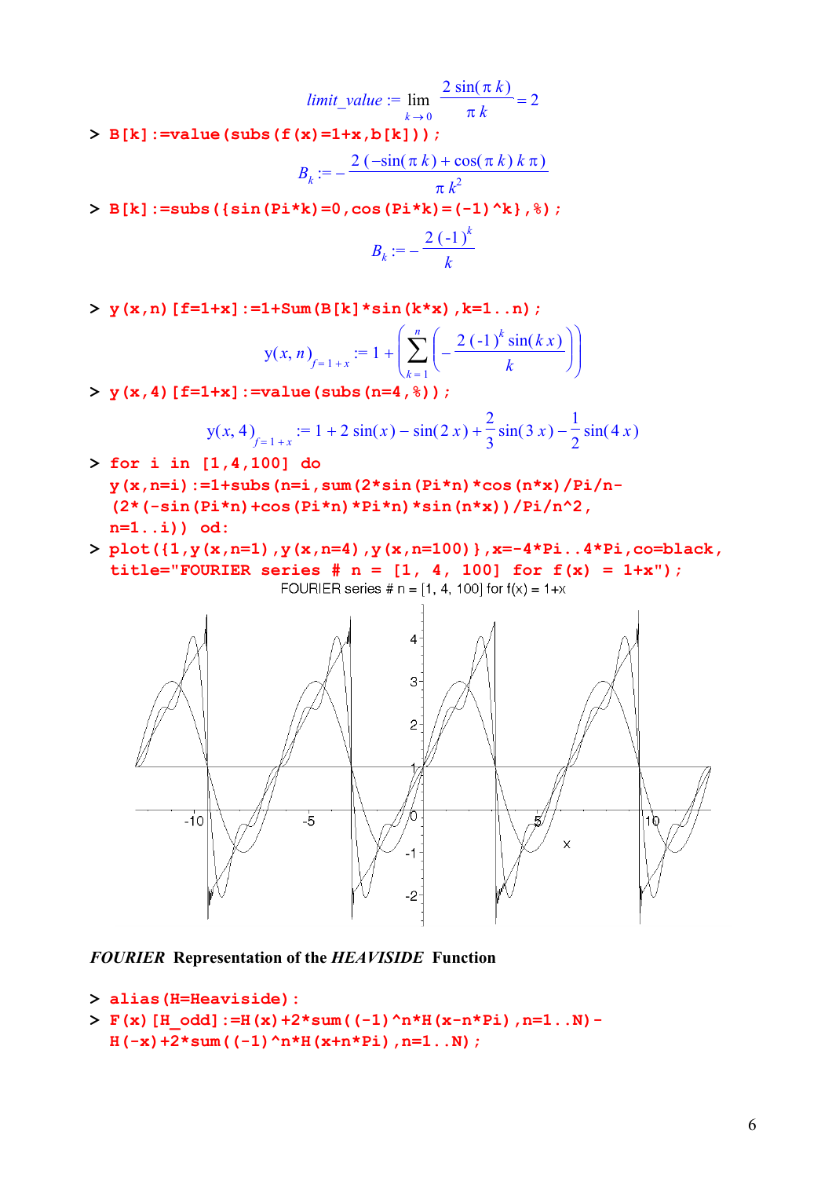$$limit\_value := \lim_{k \to 0} \frac{2 \sin(\pi k)}{\pi k} = 2$$

```
> B[k]:=value(subs(f(x)=1+x,b[k]));
```

$$B_k := -\frac{2(-\sin(\pi k) + \cos(\pi k) k \pi)}{\pi k^2}$$

```
> B[k]:=subs({sin(Pi*k)=0,cos(Pi*k)=(-1)^k},%);
```

$$B_k := -\frac{2(-1)^k}{k}$$

```
> y(x,n)[f=1+x]:=1+Sum(B[k]*sin(k*x),k=1..n);
```

$$y(x, n)_{f=1+x} := 1 + \left( \sum_{k=1}^{n} \left( -\frac{2(-1)^k \sin(k x)}{k} \right) \right)$$

```
> y(x,4)[f=1+x]:=value(subs(n=4,%));
```

$$y(x, 4)_{f=1+x} := 1 + 2 \sin(x) - \sin(2 x) + \frac{2}{3} \sin(3 x) - \frac{1}{2} \sin(4 x)$$

```
> for i in [1,4,100] do
  y(x,n=i):=1+subs(n=i,sum(2*sin(Pi*n)*cos(n*x)/Pi/n-
  (2*(-sin(Pi*n)+cos(Pi*n)*Pi*n)*sin(n*x))/Pi/n^2,
  n=1..i)) od:
> plot({1,y(x,n=1),y(x,n=4),y(x,n=100)},x=-4*Pi..4*Pi,co=black,
  title="FOURIER series # n = [1, 4, 100] for f(x) = 1+x");
```

FOURIER series # n = [1, 4, 100] for f(x) = 1+x

**_FOURIER_ Representation of the _HEAVISIDE_ Function**

```
> alias(H=Heaviside):
> F(x)[H_odd]:=H(x)+2*sum((-1)^n*H(x-n*Pi),n=1..N)-
  H(-x)+2*sum((-1)^n*H(x+n*Pi),n=1..N);
```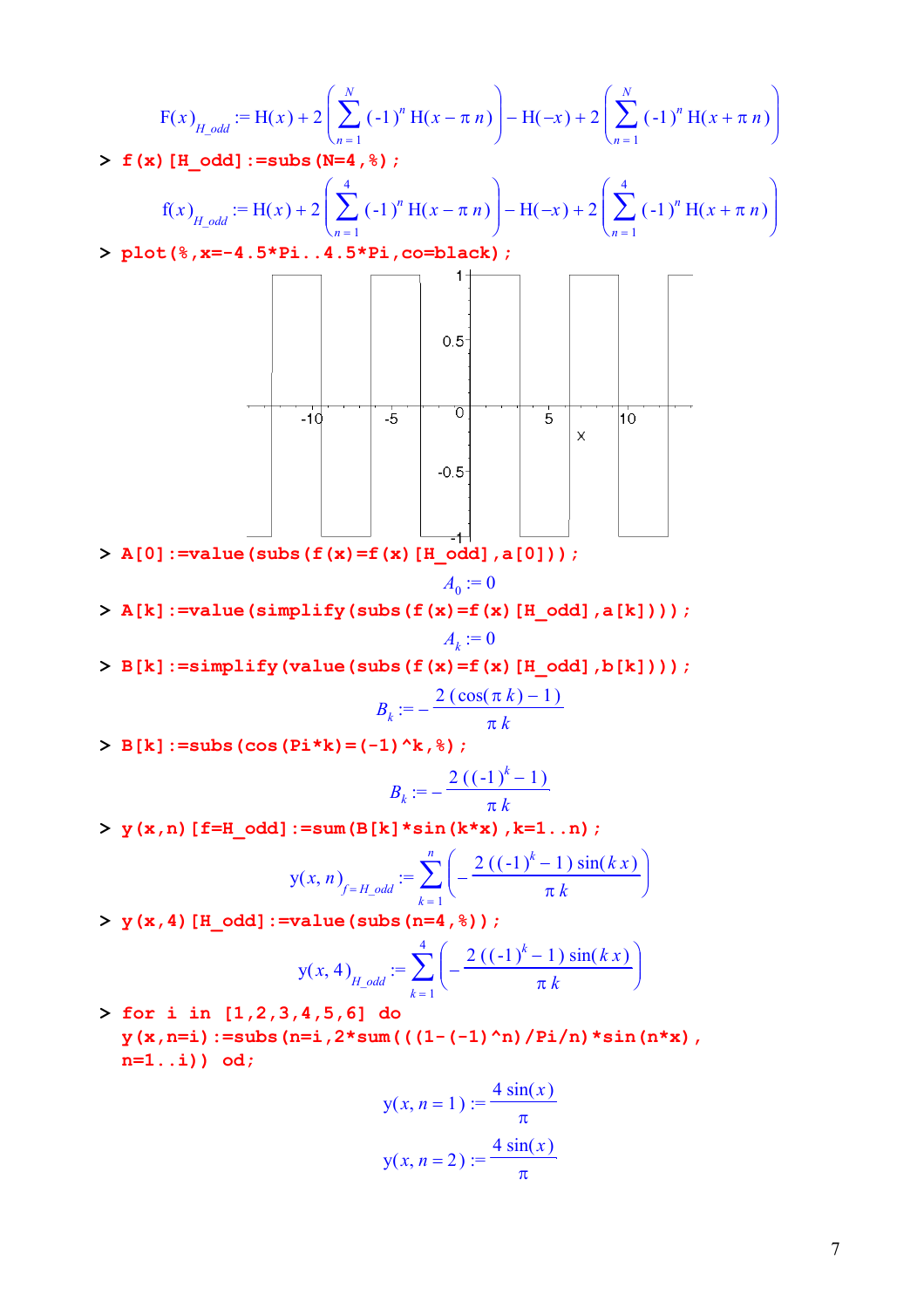$$F(x)_{H\_odd} := H(x) + 2\left(\sum_{n=1}^{N} (-1)^n H(x - \pi n)\right) - H(-x) + 2\left(\sum_{n=1}^{N} (-1)^n H(x + \pi n)\right)$$

```
> f(x)[H_odd]:=subs(N=4,%);
```

$$f(x)_{H\_odd} := H(x) + 2\left(\sum_{n=1}^{4} (-1)^n H(x - \pi n)\right) - H(-x) + 2\left(\sum_{n=1}^{4} (-1)^n H(x + \pi n)\right)$$

```
> plot(%,x=-4.5*Pi..4.5*Pi,co=black);
```

```
> A[0]:=value(subs(f(x)=f(x)[H_odd],a[0]));
```

$$A_0 := 0$$

```
> A[k]:=value(simplify(subs(f(x)=f(x)[H_odd],a[k])));
```

$$A_k := 0$$

```
> B[k]:=simplify(value(subs(f(x)=f(x)[H_odd],b[k])));
```

$$B_k := -\frac{2(\cos(\pi k) - 1)}{\pi k}$$

```
> B[k]:=subs(cos(Pi*k)=(-1)^k,%);
```

$$B_k := -\frac{2((-1)^k - 1)}{\pi k}$$

```
> y(x,n)[f=H_odd]:=sum(B[k]*sin(k*x),k=1..n);
```

$$y(x, n)_{f=H\_odd} := \sum_{k=1}^{n} \left(-\frac{2((-1)^k - 1)\sin(k x)}{\pi k}\right)$$

```
> y(x,4)[H_odd]:=value(subs(n=4,%));
```

$$y(x, 4)_{H\_odd} := \sum_{k=1}^{4} \left(-\frac{2((-1)^k - 1)\sin(k x)}{\pi k}\right)$$

```
> for i in [1,2,3,4,5,6] do
y(x,n=i):=subs(n=i,2*sum(((1-(-1)^n)/Pi/n)*sin(n*x),
n=1..i)) od;
```

$$y(x, n = 1) := \frac{4\sin(x)}{\pi}$$

$$y(x, n = 2) := \frac{4\sin(x)}{\pi}$$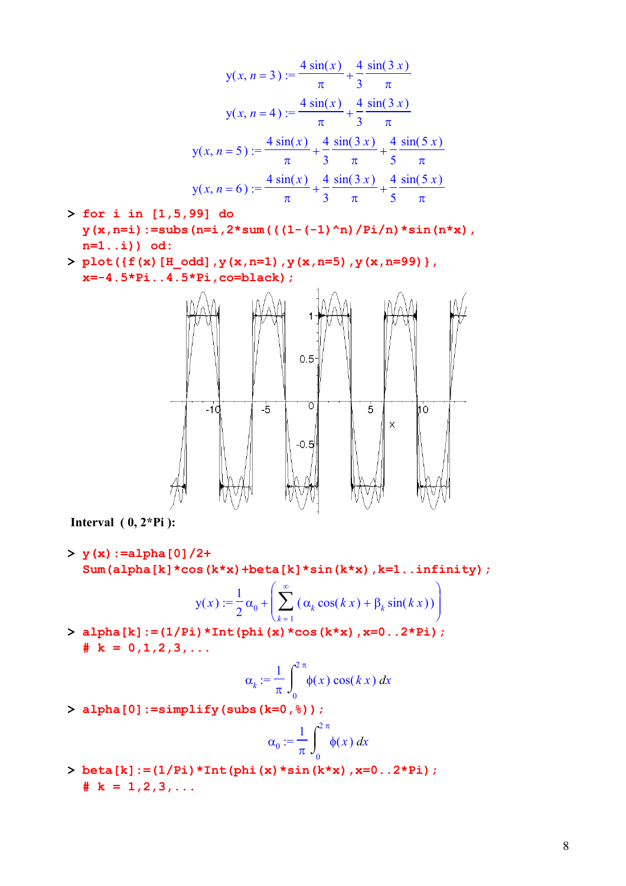$$y(x, n=3) := \frac{4\sin(x)}{\pi} + \frac{4}{3}\frac{\sin(3x)}{\pi}$$

$$y(x, n=4) := \frac{4\sin(x)}{\pi} + \frac{4}{3}\frac{\sin(3x)}{\pi}$$

$$y(x, n=5) := \frac{4\sin(x)}{\pi} + \frac{4}{3}\frac{\sin(3x)}{\pi} + \frac{4}{5}\frac{\sin(5x)}{\pi}$$

$$y(x, n=6) := \frac{4\sin(x)}{\pi} + \frac{4}{3}\frac{\sin(3x)}{\pi} + \frac{4}{5}\frac{\sin(5x)}{\pi}$$

```
> for i in [1,5,99] do
  y(x,n=i):=subs(n=i,2*sum(((1-(-1)^n)/Pi/n)*sin(n*x),
  n=1..i)) od:
> plot({f(x)[H_odd],y(x,n=1),y(x,n=5),y(x,n=99)},
  x=-4.5*Pi..4.5*Pi,co=black);
```

**Interval ( 0, 2*Pi ):**

```
> y(x):=alpha[0]/2+
  Sum(alpha[k]*cos(k*x)+beta[k]*sin(k*x),k=1..infinity);
```

$$y(x) := \frac{1}{2}\alpha_0 + \left(\sum_{k=1}^{\infty}(\alpha_k\cos(kx) + \beta_k\sin(kx))\right)$$

```
> alpha[k]:=(1/Pi)*Int(phi(x)*cos(k*x),x=0..2*Pi);
  # k = 0,1,2,3,...
```

$$\alpha_k := \frac{1}{\pi}\int_0^{2\pi}\phi(x)\cos(kx)\,dx$$

```
> alpha[0]:=simplify(subs(k=0,%));
```

$$\alpha_0 := \frac{1}{\pi}\int_0^{2\pi}\phi(x)\,dx$$

```
> beta[k]:=(1/Pi)*Int(phi(x)*sin(k*x),x=0..2*Pi);
  # k = 1,2,3,...
```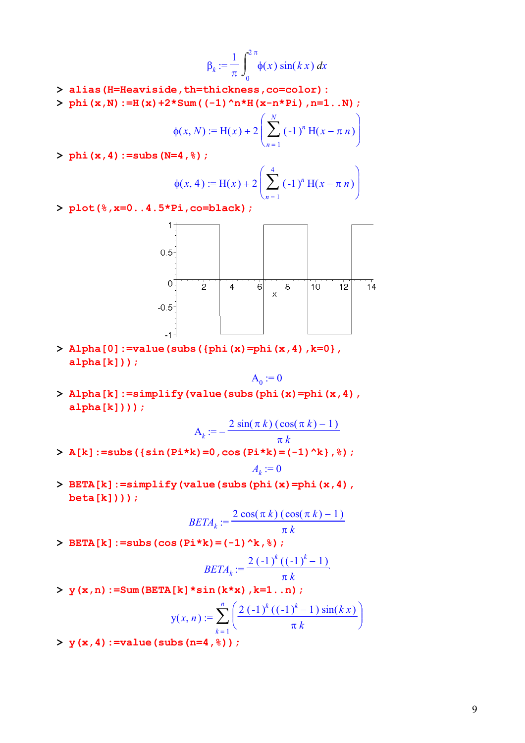$$\beta_k := \frac{1}{\pi} \int_0^{2\pi} \phi(x) \sin(k\,x)\, dx$$

```
> alias(H=Heaviside,th=thickness,co=color):
> phi(x,N):=H(x)+2*Sum((-1)^n*H(x-n*Pi),n=1..N);
```

$$\phi(x, N) := \mathrm{H}(x) + 2\left(\sum_{n=1}^{N} (-1)^n \,\mathrm{H}(x - \pi\, n)\right)$$

```
> phi(x,4):=subs(N=4,%);
```

$$\phi(x, 4) := \mathrm{H}(x) + 2\left(\sum_{n=1}^{4} (-1)^n \,\mathrm{H}(x - \pi\, n)\right)$$

```
> plot(%,x=0..4.5*Pi,co=black);
```

```
> Alpha[0]:=value(subs({phi(x)=phi(x,4),k=0},
  alpha[k]));
```

$$\mathrm{A}_0 := 0$$

```
> Alpha[k]:=simplify(value(subs(phi(x)=phi(x,4),
  alpha[k])));
```

$$\mathrm{A}_k := -\frac{2\sin(\pi\, k)\,(\cos(\pi\, k) - 1)}{\pi\, k}$$

```
> A[k]:=subs({sin(Pi*k)=0,cos(Pi*k)=(-1)^k},%);
```

$$A_k := 0$$

```
> BETA[k]:=simplify(value(subs(phi(x)=phi(x,4),
  beta[k])));
```

$$BETA_k := \frac{2\cos(\pi\, k)\,(\cos(\pi\, k) - 1)}{\pi\, k}$$

```
> BETA[k]:=subs(cos(Pi*k)=(-1)^k,%);
```

$$BETA_k := \frac{2\,(-1)^k\,((-1)^k - 1)}{\pi\, k}$$

```
> y(x,n):=Sum(BETA[k]*sin(k*x),k=1..n);
```

$$\mathrm{y}(x, n) := \sum_{k=1}^{n} \left(\frac{2\,(-1)^k\,((-1)^k - 1)\sin(k\,x)}{\pi\, k}\right)$$

```
> y(x,4):=value(subs(n=4,%));
```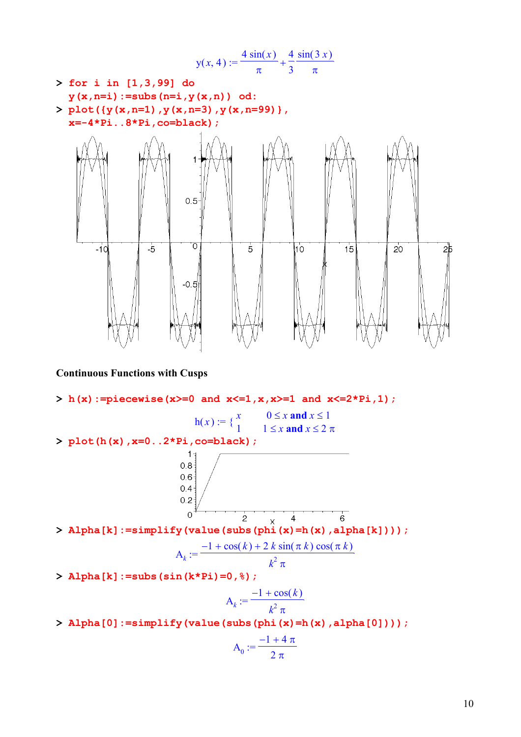$$y(x, 4) := \frac{4\sin(x)}{\pi} + \frac{4}{3}\frac{\sin(3x)}{\pi}$$

```
> for i in [1,3,99] do
  y(x,n=i):=subs(n=i,y(x,n)) od:
> plot({y(x,n=1),y(x,n=3),y(x,n=99)},
  x=-4*Pi..8*Pi,co=black);
```

**Continuous Functions with Cusps**

```
> h(x):=piecewise(x>=0 and x<=1,x,x>=1 and x<=2*Pi,1);
```

$$h(x) := \begin{cases} x & 0 \le x \text{ and } x \le 1 \\ 1 & 1 \le x \text{ and } x \le 2\pi \end{cases}$$

```
> plot(h(x),x=0..2*Pi,co=black);
```

```
> Alpha[k]:=simplify(value(subs(phi(x)=h(x),alpha[k])));
```

$$A_k := \frac{-1 + \cos(k) + 2k\sin(\pi k)\cos(\pi k)}{k^2\pi}$$

```
> Alpha[k]:=subs(sin(k*Pi)=0,%);
```

$$A_k := \frac{-1 + \cos(k)}{k^2\pi}$$

```
> Alpha[0]:=simplify(value(subs(phi(x)=h(x),alpha[0])));
```

$$A_0 := \frac{-1 + 4\pi}{2\pi}$$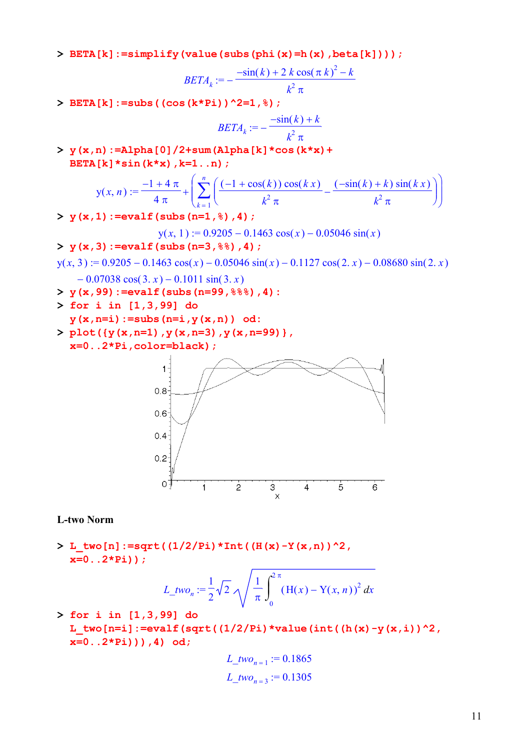```
> BETA[k]:=simplify(value(subs(phi(x)=h(x),beta[k])));
```

$$BETA_k := -\frac{-\sin(k) + 2\,k\cos(\pi\,k)^2 - k}{k^2\,\pi}$$

```
> BETA[k]:=subs((cos(k*Pi))^2=1,%);
```

$$BETA_k := -\frac{-\sin(k) + k}{k^2\,\pi}$$

```
> y(x,n):=Alpha[0]/2+sum(Alpha[k]*cos(k*x)+
  BETA[k]*sin(k*x),k=1..n);
```

$$y(x, n) := \frac{-1 + 4\,\pi}{4\,\pi} + \left(\sum_{k=1}^{n}\left(\frac{(-1+\cos(k))\cos(k\,x)}{k^2\,\pi} - \frac{(-\sin(k)+k)\sin(k\,x)}{k^2\,\pi}\right)\right)$$

```
> y(x,1):=evalf(subs(n=1,%),4);
```

$$y(x, 1) := 0.9205 - 0.1463\cos(x) - 0.05046\sin(x)$$

```
> y(x,3):=evalf(subs(n=3,%%),4);
```

$$y(x, 3) := 0.9205 - 0.1463\cos(x) - 0.05046\sin(x) - 0.1127\cos(2.\,x) - 0.08680\sin(2.\,x) - 0.07038\cos(3.\,x) - 0.1011\sin(3.\,x)$$

```
> y(x,99):=evalf(subs(n=99,%%%),4):
> for i in [1,3,99] do
  y(x,n=i):=subs(n=i,y(x,n)) od:
> plot({y(x,n=1),y(x,n=3),y(x,n=99)},
  x=0..2*Pi,color=black);
```

**L-two Norm**

```
> L_two[n]:=sqrt((1/2/Pi)*Int((H(x)-Y(x,n))^2,
  x=0..2*Pi));
```

$$L\_two_n := \frac{1}{2}\sqrt{2}\sqrt{\frac{1}{\pi}\int_0^{2\,\pi}(\mathrm{H}(x) - \mathrm{Y}(x, n))^2\,dx}$$

```
> for i in [1,3,99] do
  L_two[n=i]:=evalf(sqrt((1/2/Pi)*value(int((h(x)-y(x,i))^2,
  x=0..2*Pi))),4) od;
```

$$L\_two_{n=1} := 0.1865$$

$$L\_two_{n=3} := 0.1305$$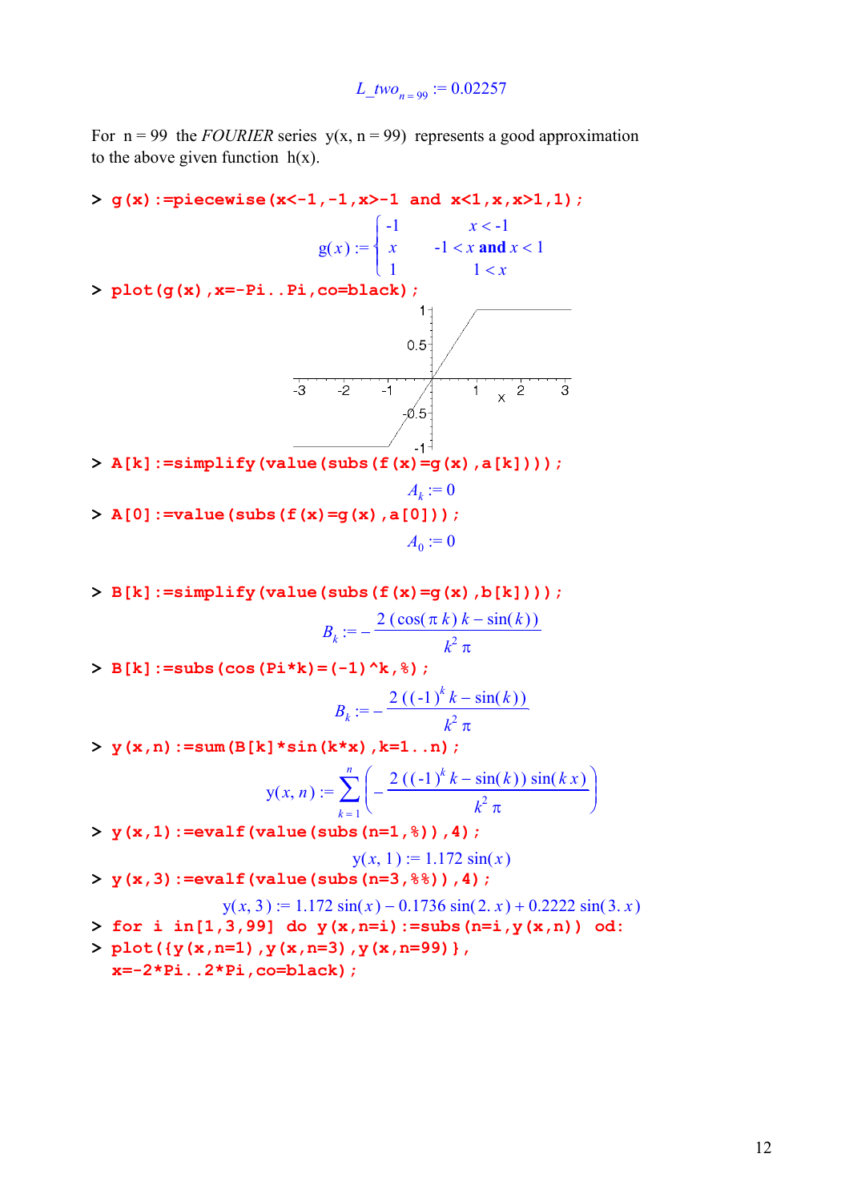$$L\_two_{n=99} := 0.02257$$

For $n = 99$ the *FOURIER* series $y(x, n = 99)$ represents a good approximation to the above given function $h(x)$.

```
> g(x):=piecewise(x<-1,-1,x>-1 and x<1,x,x>1,1);
```

$$g(x) := \begin{cases} -1 & x < -1 \\ x & -1 < x \textbf{ and } x < 1 \\ 1 & 1 < x \end{cases}$$

```
> plot(g(x),x=-Pi..Pi,co=black);
```

```
> A[k]:=simplify(value(subs(f(x)=g(x),a[k])));
```

$$A_k := 0$$

```
> A[0]:=value(subs(f(x)=g(x),a[0]));
```

$$A_0 := 0$$

```
> B[k]:=simplify(value(subs(f(x)=g(x),b[k])));
```

$$B_k := -\frac{2\,(\cos(\pi\,k)\,k - \sin(k))}{k^2\,\pi}$$

```
> B[k]:=subs(cos(Pi*k)=(-1)^k,%);
```

$$B_k := -\frac{2\,((-1)^k\,k - \sin(k))}{k^2\,\pi}$$

```
> y(x,n):=sum(B[k]*sin(k*x),k=1..n);
```

$$y(x, n) := \sum_{k=1}^{n}\left(-\frac{2\,((-1)^k\,k - \sin(k))\,\sin(k\,x)}{k^2\,\pi}\right)$$

```
> y(x,1):=evalf(value(subs(n=1,%)),4);
```

$$y(x, 1) := 1.172\,\sin(x)$$

```
> y(x,3):=evalf(value(subs(n=3,%%)),4);
```

$$y(x, 3) := 1.172\,\sin(x) - 0.1736\,\sin(2.\,x) + 0.2222\,\sin(3.\,x)$$

```
> for i in[1,3,99] do y(x,n=i):=subs(n=i,y(x,n)) od:
> plot({y(x,n=1),y(x,n=3),y(x,n=99)},
  x=-2*Pi..2*Pi,co=black);
```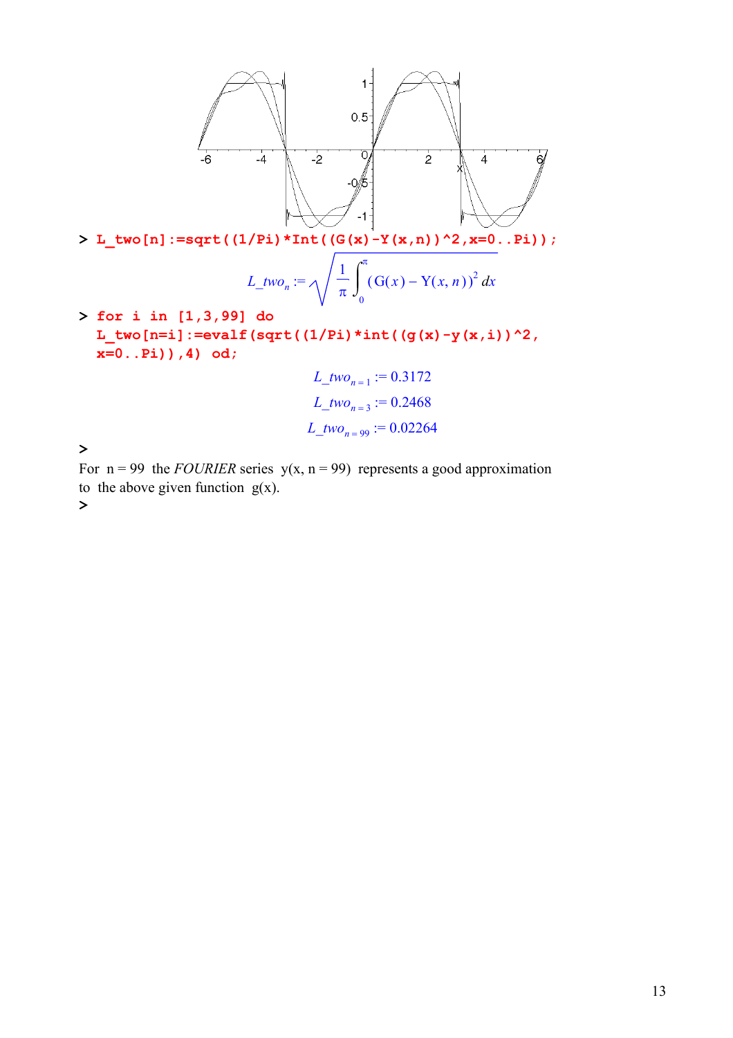-6 -4 -2 2 4 6

1 0.5 0 -0.5 -1

x

```
> L_two[n]:=sqrt((1/Pi)*Int((G(x)-Y(x,n))^2,x=0..Pi));
```

$$L\_two_n := \sqrt{\frac{1}{\pi}\int_0^{\pi} (\mathrm{G}(x) - \mathrm{Y}(x, n))^2 \, dx}$$

```
> for i in [1,3,99] do
  L_two[n=i]:=evalf(sqrt((1/Pi)*int((g(x)-y(x,i))^2,
  x=0..Pi)),4) od;
```

$$L\_two_{n=1} := 0.3172$$

$$L\_two_{n=3} := 0.2468$$

$$L\_two_{n=99} := 0.02264$$

```
>
```

For n = 99 the *FOURIER* series y(x, n = 99) represents a good approximation to the above given function g(x).

```
>
```